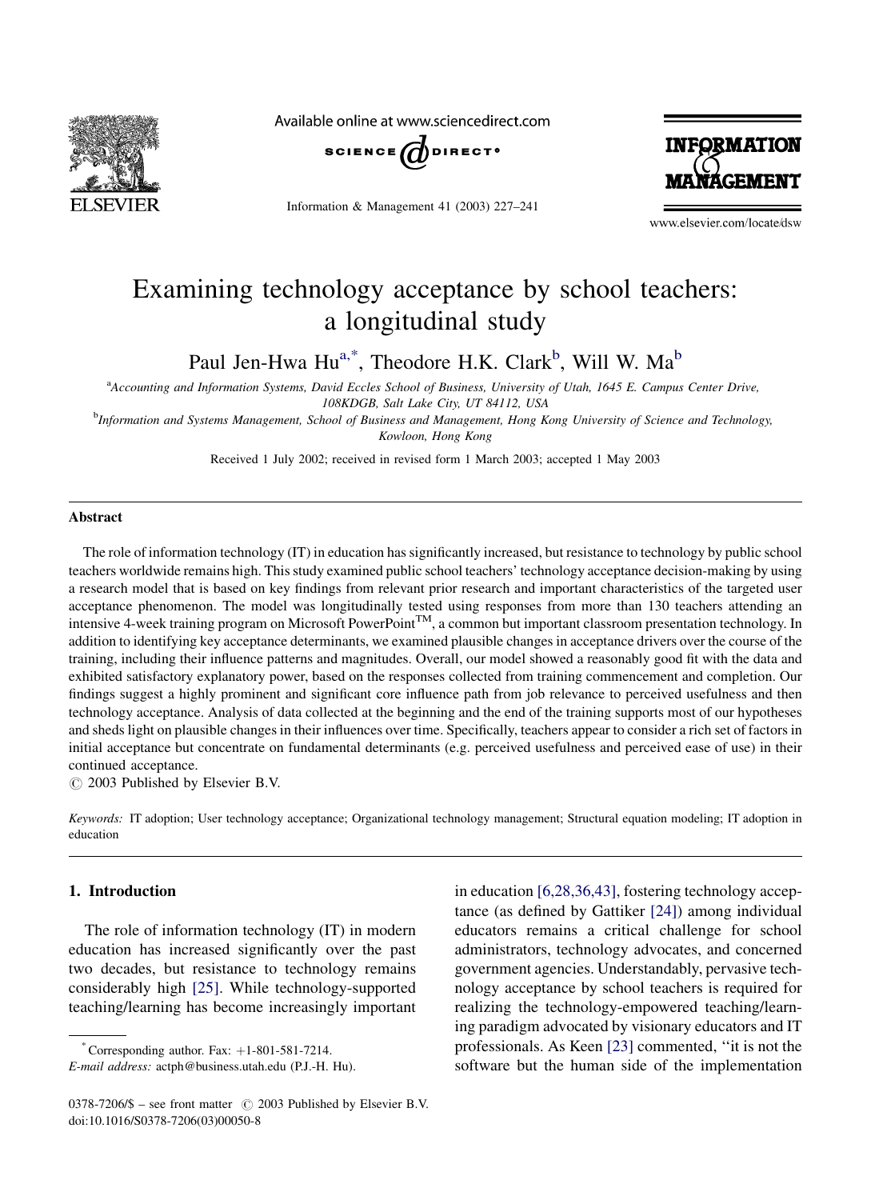# Examining technology acceptance by school teachers: a longitudinal study

Paul Jen-Hwa Hu[a,*], Theodore H.K. Clark[b], Will W. Ma[b]

[a]*Accounting and Information Systems, David Eccles School of Business, University of Utah, 1645 E. Campus Center Drive, 108KDGB, Salt Lake City, UT 84112, USA*

[b]*Information and Systems Management, School of Business and Management, Hong Kong University of Science and Technology, Kowloon, Hong Kong*

Received 1 July 2002; received in revised form 1 March 2003; accepted 1 May 2003

## Abstract

The role of information technology (IT) in education has significantly increased, but resistance to technology by public school teachers worldwide remains high. This study examined public school teachers' technology acceptance decision-making by using a research model that is based on key findings from relevant prior research and important characteristics of the targeted user acceptance phenomenon. The model was longitudinally tested using responses from more than 130 teachers attending an intensive 4-week training program on Microsoft PowerPoint™, a common but important classroom presentation technology. In addition to identifying key acceptance determinants, we examined plausible changes in acceptance drivers over the course of the training, including their influence patterns and magnitudes. Overall, our model showed a reasonably good fit with the data and exhibited satisfactory explanatory power, based on the responses collected from training commencement and completion. Our findings suggest a highly prominent and significant core influence path from job relevance to perceived usefulness and then technology acceptance. Analysis of data collected at the beginning and the end of the training supports most of our hypotheses and sheds light on plausible changes in their influences over time. Specifically, teachers appear to consider a rich set of factors in initial acceptance but concentrate on fundamental determinants (e.g. perceived usefulness and perceived ease of use) in their continued acceptance.

© 2003 Published by Elsevier B.V.

*Keywords:* IT adoption; User technology acceptance; Organizational technology management; Structural equation modeling; IT adoption in education

## 1. Introduction

The role of information technology (IT) in modern education has increased significantly over the past two decades, but resistance to technology remains considerably high [25]. While technology-supported teaching/learning has become increasingly important in education [6,28,36,43], fostering technology acceptance (as defined by Gattiker [24]) among individual educators remains a critical challenge for school administrators, technology advocates, and concerned government agencies. Understandably, pervasive technology acceptance by school teachers is required for realizing the technology-empowered teaching/learning paradigm advocated by visionary educators and IT professionals. As Keen [23] commented, "it is not the software but the human side of the implementation

\* Corresponding author. Fax: +1-801-581-7214.
*E-mail address:* actph@business.utah.edu (P.J.-H. Hu).

0378-7206/$ – see front matter © 2003 Published by Elsevier B.V.
doi:10.1016/S0378-7206(03)00050-8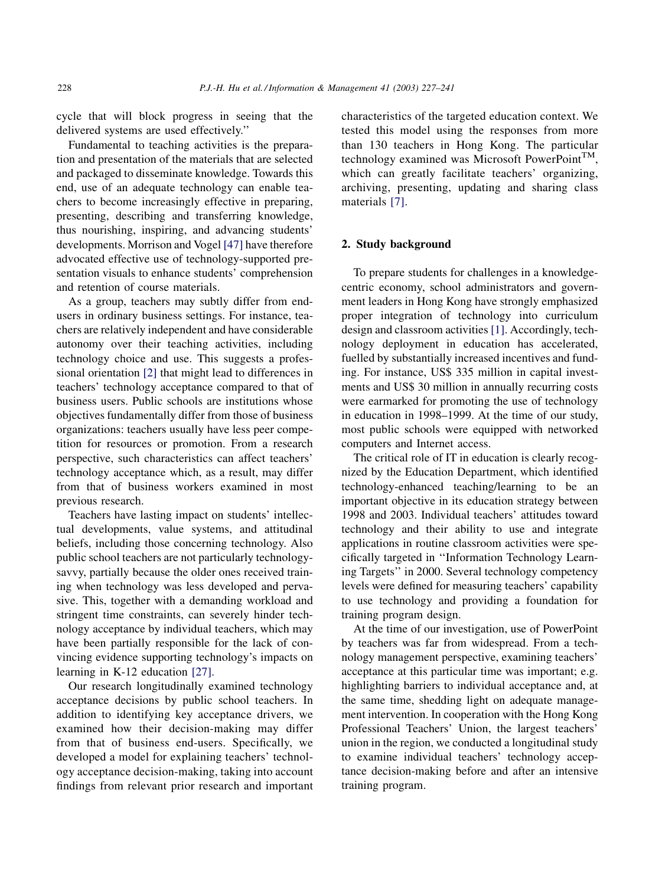cycle that will block progress in seeing that the delivered systems are used effectively.''

Fundamental to teaching activities is the preparation and presentation of the materials that are selected and packaged to disseminate knowledge. Towards this end, use of an adequate technology can enable teachers to become increasingly effective in preparing, presenting, describing and transferring knowledge, thus nourishing, inspiring, and advancing students' developments. Morrison and Vogel [47] have therefore advocated effective use of technology-supported presentation visuals to enhance students' comprehension and retention of course materials.

As a group, teachers may subtly differ from end-users in ordinary business settings. For instance, teachers are relatively independent and have considerable autonomy over their teaching activities, including technology choice and use. This suggests a professional orientation [2] that might lead to differences in teachers' technology acceptance compared to that of business users. Public schools are institutions whose objectives fundamentally differ from those of business organizations: teachers usually have less peer competition for resources or promotion. From a research perspective, such characteristics can affect teachers' technology acceptance which, as a result, may differ from that of business workers examined in most previous research.

Teachers have lasting impact on students' intellectual developments, value systems, and attitudinal beliefs, including those concerning technology. Also public school teachers are not particularly technology-savvy, partially because the older ones received training when technology was less developed and pervasive. This, together with a demanding workload and stringent time constraints, can severely hinder technology acceptance by individual teachers, which may have been partially responsible for the lack of convincing evidence supporting technology's impacts on learning in K-12 education [27].

Our research longitudinally examined technology acceptance decisions by public school teachers. In addition to identifying key acceptance drivers, we examined how their decision-making may differ from that of business end-users. Specifically, we developed a model for explaining teachers' technology acceptance decision-making, taking into account findings from relevant prior research and important characteristics of the targeted education context. We tested this model using the responses from more than 130 teachers in Hong Kong. The particular technology examined was Microsoft PowerPoint™, which can greatly facilitate teachers' organizing, archiving, presenting, updating and sharing class materials [7].

## 2. Study background

To prepare students for challenges in a knowledge-centric economy, school administrators and government leaders in Hong Kong have strongly emphasized proper integration of technology into curriculum design and classroom activities [1]. Accordingly, technology deployment in education has accelerated, fuelled by substantially increased incentives and funding. For instance, US$ 335 million in capital investments and US$ 30 million in annually recurring costs were earmarked for promoting the use of technology in education in 1998–1999. At the time of our study, most public schools were equipped with networked computers and Internet access.

The critical role of IT in education is clearly recognized by the Education Department, which identified technology-enhanced teaching/learning to be an important objective in its education strategy between 1998 and 2003. Individual teachers' attitudes toward technology and their ability to use and integrate applications in routine classroom activities were specifically targeted in ''Information Technology Learning Targets'' in 2000. Several technology competency levels were defined for measuring teachers' capability to use technology and providing a foundation for training program design.

At the time of our investigation, use of PowerPoint by teachers was far from widespread. From a technology management perspective, examining teachers' acceptance at this particular time was important; e.g. highlighting barriers to individual acceptance and, at the same time, shedding light on adequate management intervention. In cooperation with the Hong Kong Professional Teachers' Union, the largest teachers' union in the region, we conducted a longitudinal study to examine individual teachers' technology acceptance decision-making before and after an intensive training program.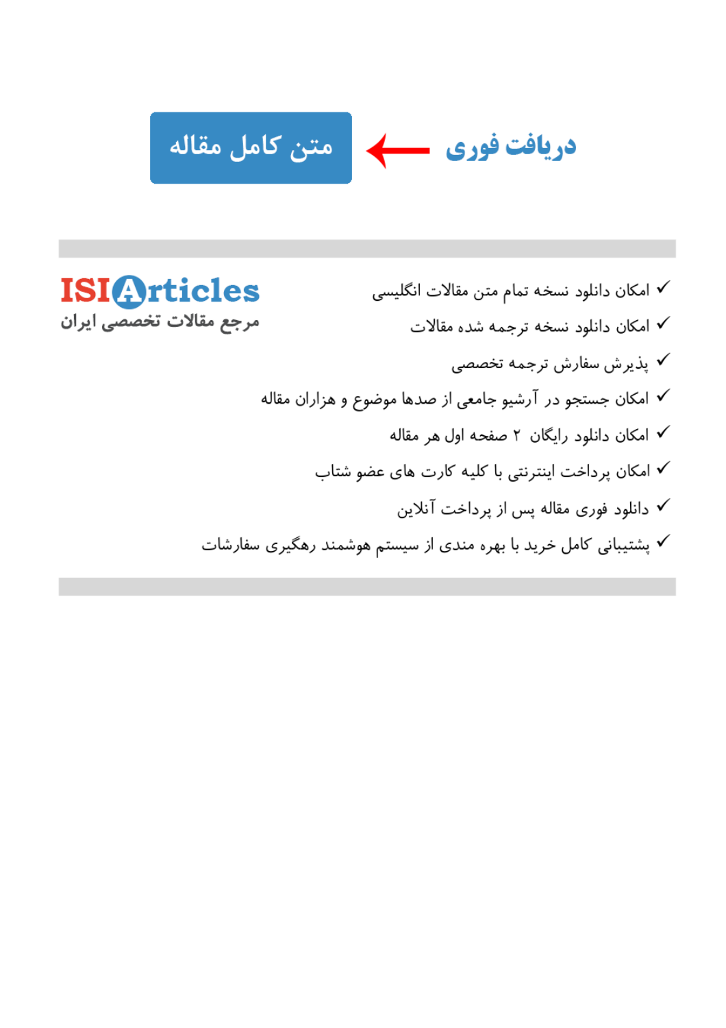دریافت فوری ← **متن کامل مقاله**

**ISIArticles**
مرجع مقالات تخصصی ایران

- ✓ امکان دانلود نسخه تمام متن مقالات انگلیسی
- ✓ امکان دانلود نسخه ترجمه شده مقالات
- ✓ پذیرش سفارش ترجمه تخصصی
- ✓ امکان جستجو در آرشیو جامعی از صدها موضوع و هزاران مقاله
- ✓ امکان دانلود رایگان ۲ صفحه اول هر مقاله
- ✓ امکان پرداخت اینترنتی با کلیه کارت های عضو شتاب
- ✓ دانلود فوری مقاله پس از پرداخت آنلاین
- ✓ پشتیبانی کامل خرید با بهره مندی از سیستم هوشمند رهگیری سفارشات